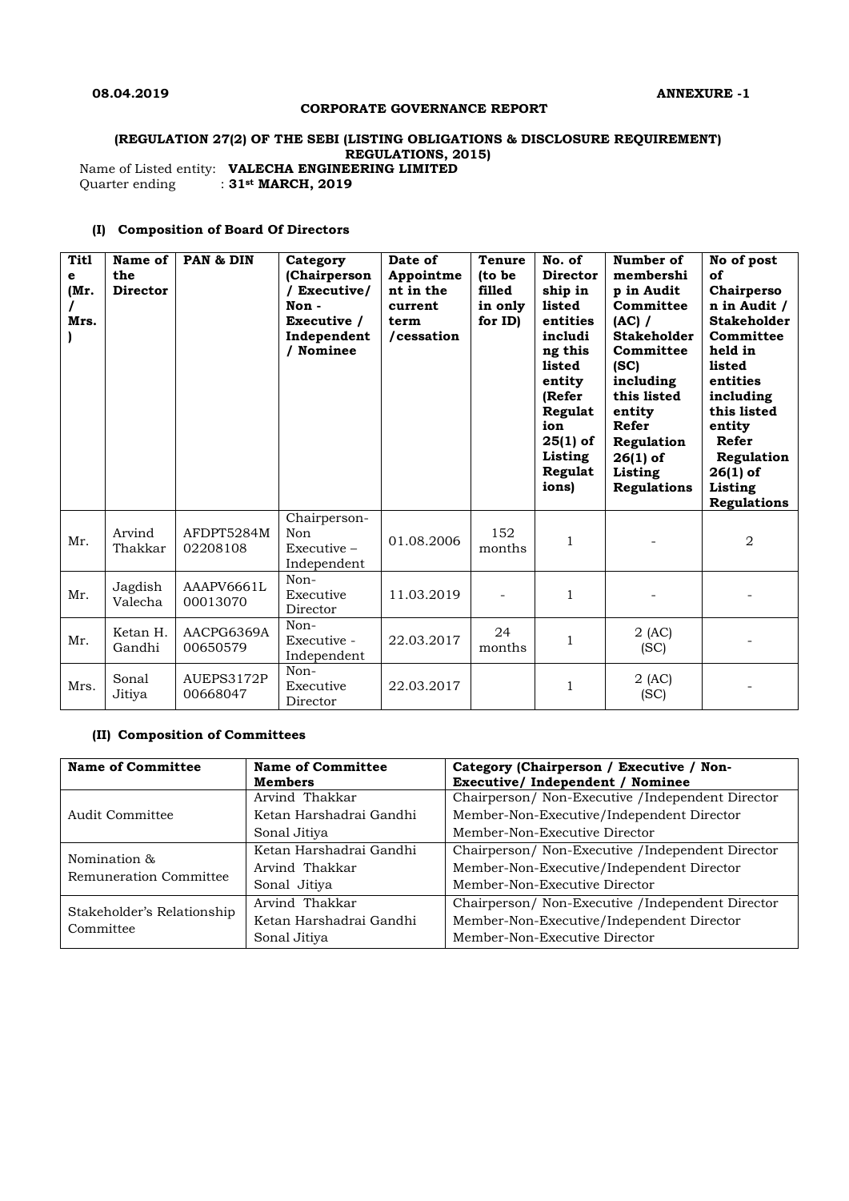**08.04.2019** **ANNEXURE -1**

## CORPORATE GOVERNANCE REPORT

### (REGULATION 27(2) OF THE SEBI (LISTING OBLIGATIONS & DISCLOSURE REQUIREMENT) REGULATIONS, 2015)

Name of Listed entity: **VALECHA ENGINEERING LIMITED**
Quarter ending : **31st MARCH, 2019**

### (I) Composition of Board Of Directors

| Title (Mr. / Mrs.) | Name of the Director | PAN & DIN | Category (Chairperson / Executive/ Non - Executive / Independent / Nominee | Date of Appointment in the current term /cessation | Tenure (to be filled in only for ID) | No. of Directorship in listed entities including this listed entity (Refer Regulation 25(1) of Listing Regulations) | Number of membership in Audit Committee (AC) / Stakeholder Committee (SC) including this listed entity Refer Regulation 26(1) of Listing Regulations | No of post of Chairperson in Audit / Stakeholder Committee held in listed entities including this listed entity Refer Regulation 26(1) of Listing Regulations |
|---|---|---|---|---|---|---|---|---|
| Mr. | Arvind Thakkar | AFDPT5284M 02208108 | Chairperson- Non Executive – Independent | 01.08.2006 | 152 months | 1 | - | 2 |
| Mr. | Jagdish Valecha | AAAPV6661L 00013070 | Non- Executive Director | 11.03.2019 | - | 1 | - | - |
| Mr. | Ketan H. Gandhi | AACPG6369A 00650579 | Non- Executive - Independent | 22.03.2017 | 24 months | 1 | 2 (AC) (SC) | - |
| Mrs. | Sonal Jitiya | AUEPS3172P 00668047 | Non- Executive Director | 22.03.2017 | | 1 | 2 (AC) (SC) | - |

### (II) Composition of Committees

| Name of Committee | Name of Committee Members | Category (Chairperson / Executive / Non-Executive/ Independent / Nominee |
|---|---|---|
| Audit Committee | Arvind Thakkar | Chairperson/ Non-Executive /Independent Director |
| | Ketan Harshadrai Gandhi | Member-Non-Executive/Independent Director |
| | Sonal Jitiya | Member-Non-Executive Director |
| Nomination & Remuneration Committee | Ketan Harshadrai Gandhi | Chairperson/ Non-Executive /Independent Director |
| | Arvind Thakkar | Member-Non-Executive/Independent Director |
| | Sonal Jitiya | Member-Non-Executive Director |
| Stakeholder's Relationship Committee | Arvind Thakkar | Chairperson/ Non-Executive /Independent Director |
| | Ketan Harshadrai Gandhi | Member-Non-Executive/Independent Director |
| | Sonal Jitiya | Member-Non-Executive Director |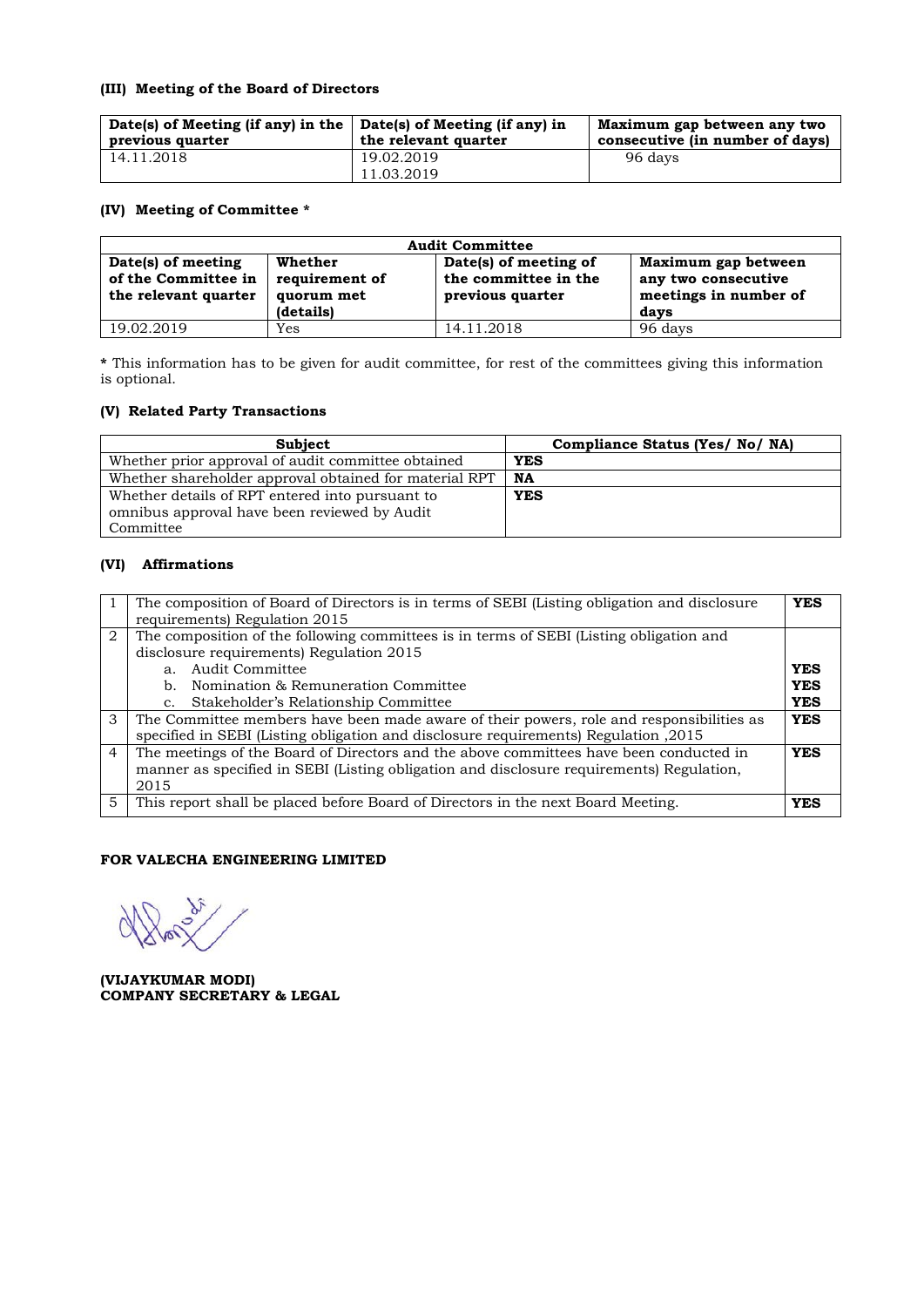### (III) Meeting of the Board of Directors

| Date(s) of Meeting (if any) in the previous quarter | Date(s) of Meeting (if any) in the relevant quarter | Maximum gap between any two consecutive (in number of days) |
|---|---|---|
| 14.11.2018 | 19.02.2019<br>11.03.2019 | 96 days |

### (IV) Meeting of Committee *

| Audit Committee | | | |
|---|---|---|---|
| **Date(s) of meeting of the Committee in the relevant quarter** | **Whether requirement of quorum met (details)** | **Date(s) of meeting of the committee in the previous quarter** | **Maximum gap between any two consecutive meetings in number of days** |
| 19.02.2019 | Yes | 14.11.2018 | 96 days |

**\*** This information has to be given for audit committee, for rest of the committees giving this information is optional.

### (V) Related Party Transactions

| Subject | Compliance Status (Yes/ No/ NA) |
|---|---|
| Whether prior approval of audit committee obtained | **YES** |
| Whether shareholder approval obtained for material RPT | **NA** |
| Whether details of RPT entered into pursuant to omnibus approval have been reviewed by Audit Committee | **YES** |

### (VI) Affirmations

| | | |
|---|---|---|
| 1 | The composition of Board of Directors is in terms of SEBI (Listing obligation and disclosure requirements) Regulation 2015 | **YES** |
| 2 | The composition of the following committees is in terms of SEBI (Listing obligation and disclosure requirements) Regulation 2015<br>a. Audit Committee<br>b. Nomination & Remuneration Committee<br>c. Stakeholder's Relationship Committee | <br><br>**YES**<br>**YES**<br>**YES** |
| 3 | The Committee members have been made aware of their powers, role and responsibilities as specified in SEBI (Listing obligation and disclosure requirements) Regulation ,2015 | **YES** |
| 4 | The meetings of the Board of Directors and the above committees have been conducted in manner as specified in SEBI (Listing obligation and disclosure requirements) Regulation, 2015 | **YES** |
| 5 | This report shall be placed before Board of Directors in the next Board Meeting. | **YES** |

**FOR VALECHA ENGINEERING LIMITED**

**(VIJAYKUMAR MODI)**
**COMPANY SECRETARY & LEGAL**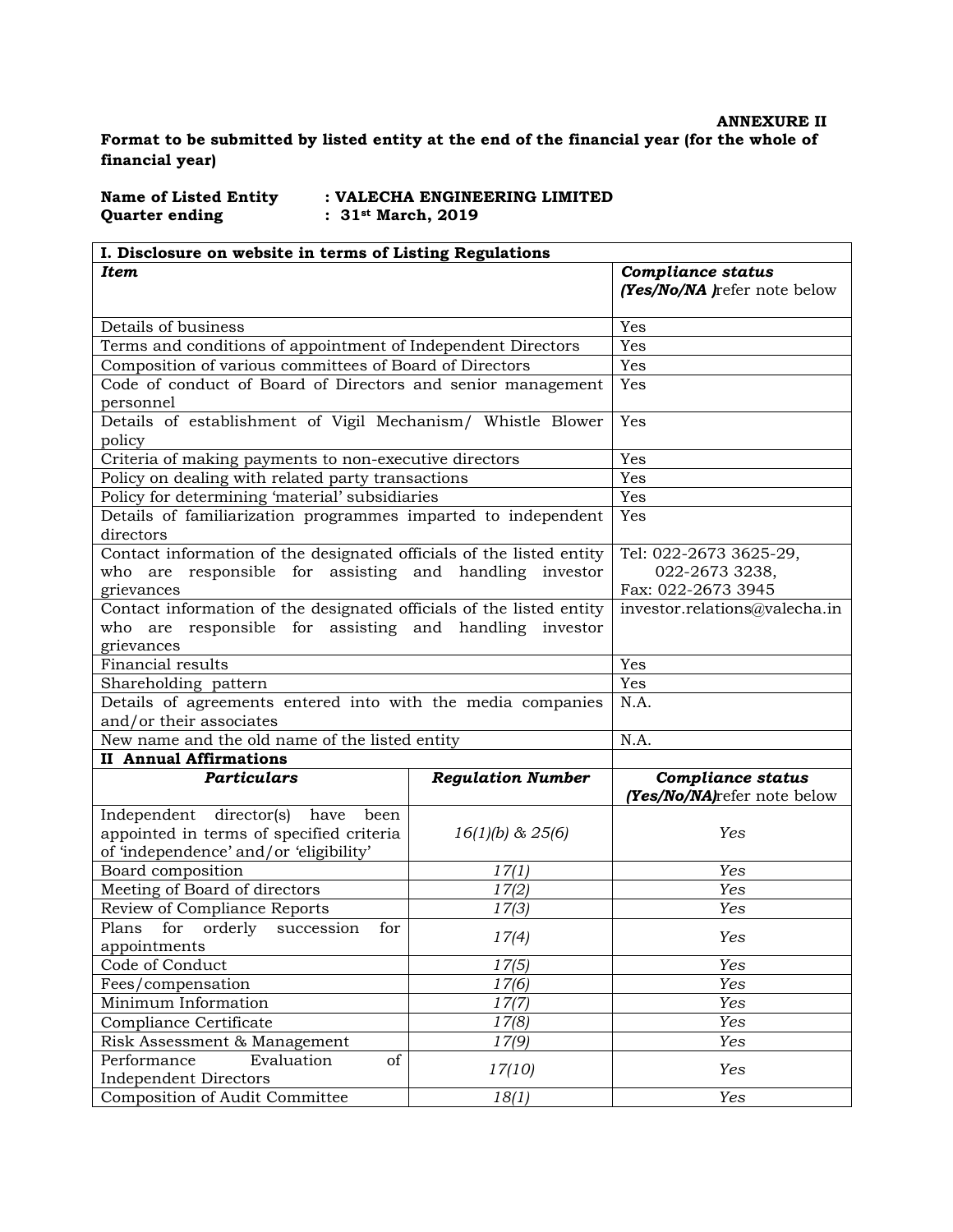**ANNEXURE II**

**Format to be submitted by listed entity at the end of the financial year (for the whole of financial year)**

**Name of Listed Entity : VALECHA ENGINEERING LIMITED**
**Quarter ending : 31st March, 2019**

| **I. Disclosure on website in terms of Listing Regulations** | | |
|---|---|---|
| ***Item*** | | ***Compliance status (Yes/No/NA )*** refer note below |
| Details of business | | Yes |
| Terms and conditions of appointment of Independent Directors | | Yes |
| Composition of various committees of Board of Directors | | Yes |
| Code of conduct of Board of Directors and senior management personnel | | Yes |
| Details of establishment of Vigil Mechanism/ Whistle Blower policy | | Yes |
| Criteria of making payments to non-executive directors | | Yes |
| Policy on dealing with related party transactions | | Yes |
| Policy for determining 'material' subsidiaries | | Yes |
| Details of familiarization programmes imparted to independent directors | | Yes |
| Contact information of the designated officials of the listed entity who are responsible for assisting and handling investor grievances | | Tel: 022-2673 3625-29, 022-2673 3238, Fax: 022-2673 3945 |
| Contact information of the designated officials of the listed entity who are responsible for assisting and handling investor grievances | | investor.relations@valecha.in |
| Financial results | | Yes |
| Shareholding pattern | | Yes |
| Details of agreements entered into with the media companies and/or their associates | | N.A. |
| New name and the old name of the listed entity | | N.A. |
| **II Annual Affirmations** | | |
| ***Particulars*** | ***Regulation Number*** | ***Compliance status (Yes/No/NA)*** refer note below |
| Independent director(s) have been appointed in terms of specified criteria of 'independence' and/or 'eligibility' | *16(1)(b) & 25(6)* | *Yes* |
| Board composition | *17(1)* | *Yes* |
| Meeting of Board of directors | *17(2)* | *Yes* |
| Review of Compliance Reports | *17(3)* | *Yes* |
| Plans for orderly succession for appointments | *17(4)* | *Yes* |
| Code of Conduct | *17(5)* | *Yes* |
| Fees/compensation | *17(6)* | *Yes* |
| Minimum Information | *17(7)* | *Yes* |
| Compliance Certificate | *17(8)* | *Yes* |
| Risk Assessment & Management | *17(9)* | *Yes* |
| Performance Evaluation of Independent Directors | *17(10)* | *Yes* |
| Composition of Audit Committee | *18(1)* | *Yes* |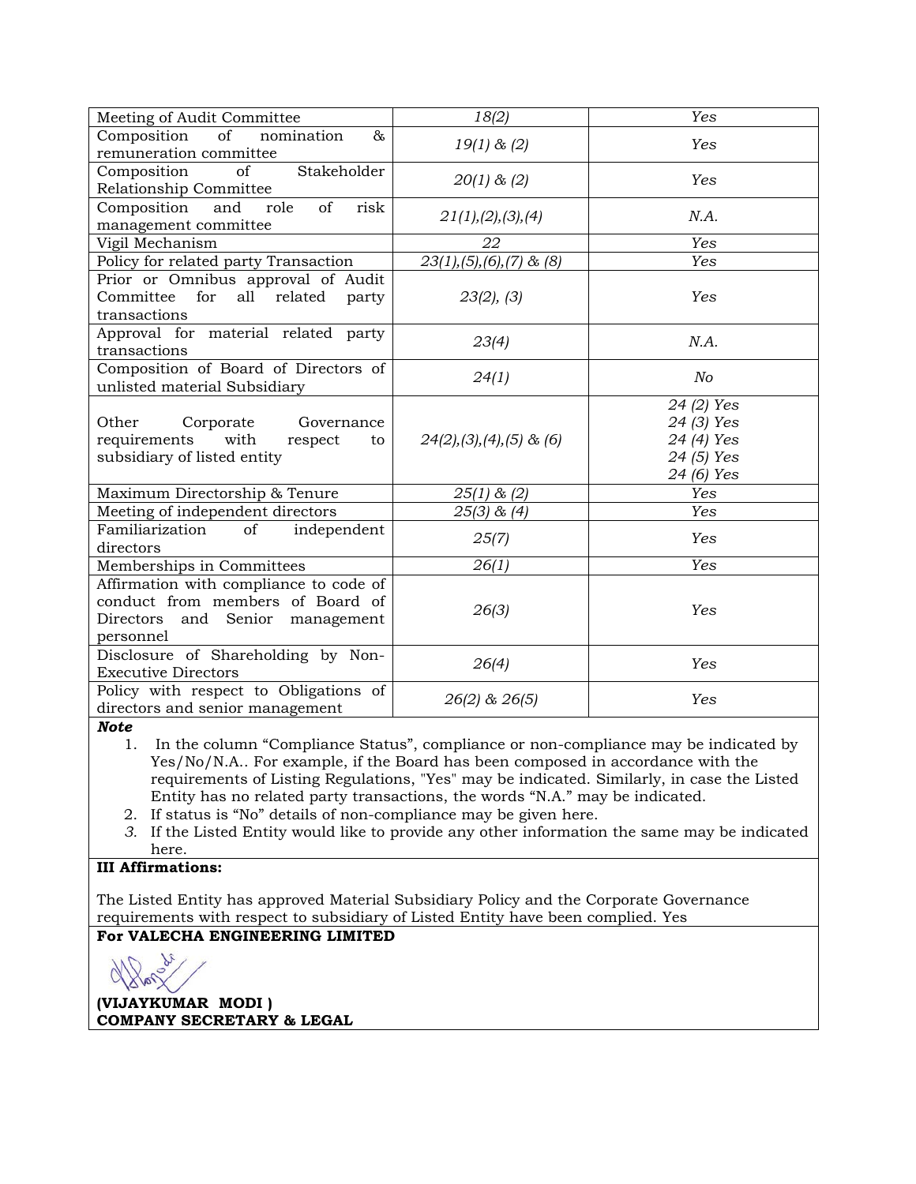| | | |
|---|---|---|
| Meeting of Audit Committee | *18(2)* | *Yes* |
| Composition of nomination & remuneration committee | *19(1) & (2)* | *Yes* |
| Composition of Stakeholder Relationship Committee | *20(1) & (2)* | *Yes* |
| Composition and role of risk management committee | *21(1),(2),(3),(4)* | *N.A.* |
| Vigil Mechanism | *22* | *Yes* |
| Policy for related party Transaction | *23(1),(5),(6),(7) & (8)* | *Yes* |
| Prior or Omnibus approval of Audit Committee for all related party transactions | *23(2), (3)* | *Yes* |
| Approval for material related party transactions | *23(4)* | *N.A.* |
| Composition of Board of Directors of unlisted material Subsidiary | *24(1)* | *No* |
| Other Corporate Governance requirements with respect to subsidiary of listed entity | *24(2),(3),(4),(5) & (6)* | *24 (2) Yes*<br>*24 (3) Yes*<br>*24 (4) Yes*<br>*24 (5) Yes*<br>*24 (6) Yes* |
| Maximum Directorship & Tenure | *25(1) & (2)* | *Yes* |
| Meeting of independent directors | *25(3) & (4)* | *Yes* |
| Familiarization of independent directors | *25(7)* | *Yes* |
| Memberships in Committees | *26(1)* | *Yes* |
| Affirmation with compliance to code of conduct from members of Board of Directors and Senior management personnel | *26(3)* | *Yes* |
| Disclosure of Shareholding by Non-Executive Directors | *26(4)* | *Yes* |
| Policy with respect to Obligations of directors and senior management | *26(2) & 26(5)* | *Yes* |

***Note***

1. In the column "Compliance Status", compliance or non-compliance may be indicated by Yes/No/N.A.. For example, if the Board has been composed in accordance with the requirements of Listing Regulations, "Yes" may be indicated. Similarly, in case the Listed Entity has no related party transactions, the words "N.A." may be indicated.
2. If status is "No" details of non-compliance may be given here.
3. If the Listed Entity would like to provide any other information the same may be indicated here.

**III Affirmations:**

The Listed Entity has approved Material Subsidiary Policy and the Corporate Governance requirements with respect to subsidiary of Listed Entity have been complied. Yes

**For VALECHA ENGINEERING LIMITED**

**(VIJAYKUMAR MODI )**
**COMPANY SECRETARY & LEGAL**